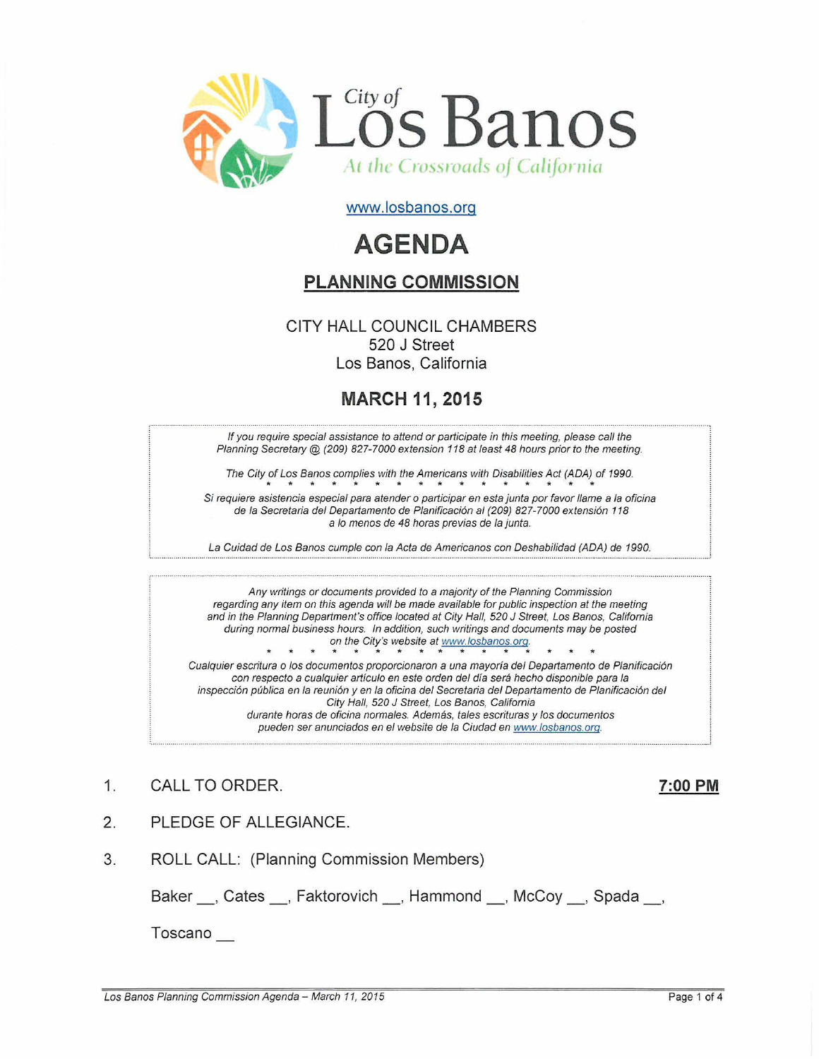City of Los Banos

*At the Crossroads of California*

www.losbanos.org

# AGENDA

## PLANNING COMMISSION

CITY HALL COUNCIL CHAMBERS
520 J Street
Los Banos, California

## MARCH 11, 2015

*If you require special assistance to attend or participate in this meeting, please call the Planning Secretary @ (209) 827-7000 extension 118 at least 48 hours prior to the meeting.*

*The City of Los Banos complies with the Americans with Disabilities Act (ADA) of 1990.*

\* \* \* \* \* \* \* \* \* \* \* \* \* \* \* \* \*

*Si requiere asistencia especial para atender o participar en esta junta por favor llame a la oficina de la Secretaria del Departamento de Planificación al (209) 827-7000 extensión 118 a lo menos de 48 horas previas de la junta.*

*La Cuidad de Los Banos cumple con la Acta de Americanos con Deshabilidad (ADA) de 1990.*

*Any writings or documents provided to a majority of the Planning Commission regarding any item on this agenda will be made available for public inspection at the meeting and in the Planning Department's office located at City Hall, 520 J Street, Los Banos, California during normal business hours. In addition, such writings and documents may be posted on the City's website at www.losbanos.org.*

\* \* \* \* \* \* \* \* \* \* \* \* \* \* \* \* \* \*

*Cualquier escritura o los documentos proporcionaron a una mayoría del Departamento de Planificación con respecto a cualquier artículo en este orden del día será hecho disponible para la inspección pública en la reunión y en la oficina del Secretaria del Departamento de Planificación del City Hall, 520 J Street, Los Banos, California durante horas de oficina normales. Además, tales escrituras y los documentos pueden ser anunciados en el website de la Ciudad en www.losbanos.org.*

1. CALL TO ORDER. **7:00 PM**

2. PLEDGE OF ALLEGIANCE.

3. ROLL CALL: (Planning Commission Members)

   Baker __, Cates __, Faktorovich __, Hammond __, McCoy __, Spada __,

   Toscano __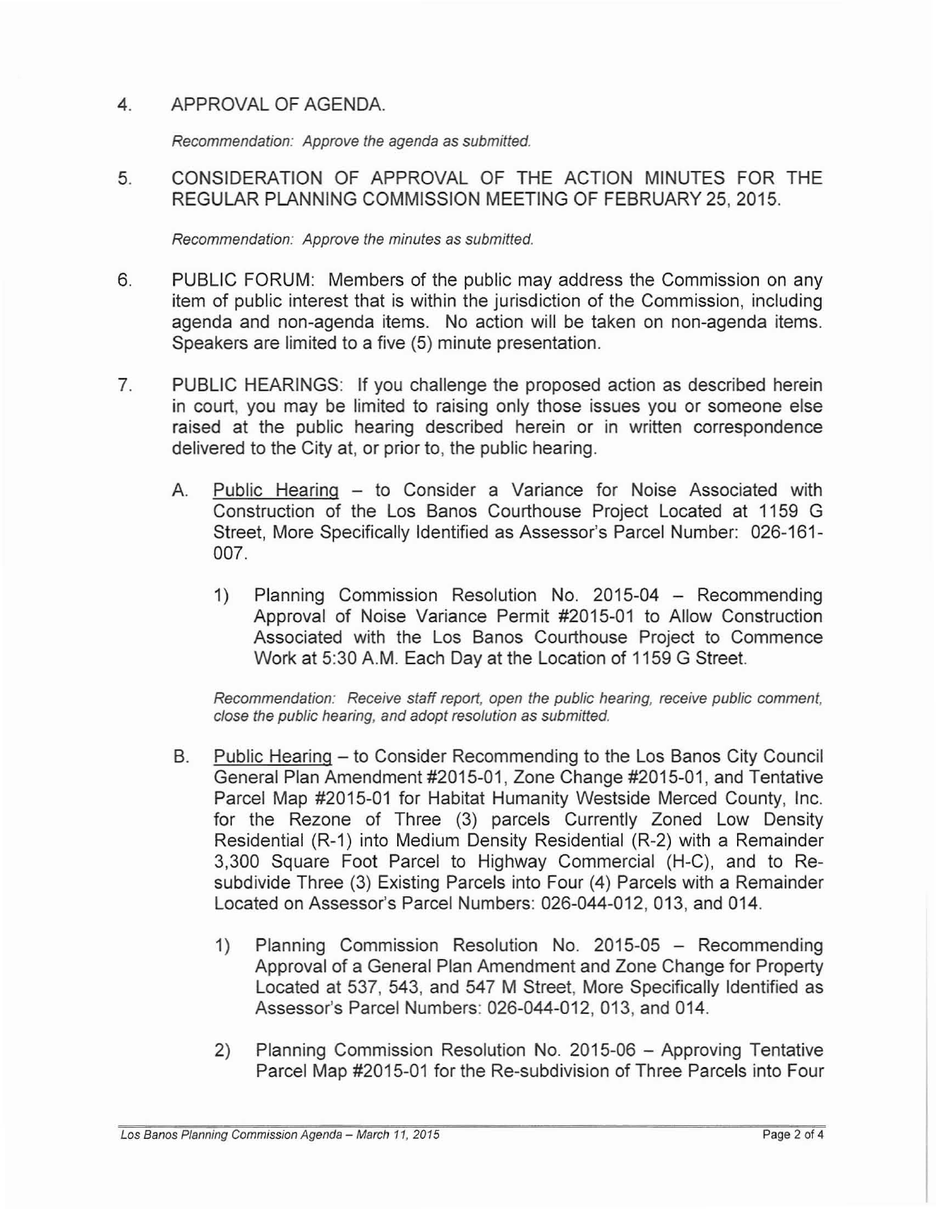4. APPROVAL OF AGENDA.

   *Recommendation: Approve the agenda as submitted.*

5. CONSIDERATION OF APPROVAL OF THE ACTION MINUTES FOR THE REGULAR PLANNING COMMISSION MEETING OF FEBRUARY 25, 2015.

   *Recommendation: Approve the minutes as submitted.*

6. PUBLIC FORUM: Members of the public may address the Commission on any item of public interest that is within the jurisdiction of the Commission, including agenda and non-agenda items. No action will be taken on non-agenda items. Speakers are limited to a five (5) minute presentation.

7. PUBLIC HEARINGS: If you challenge the proposed action as described herein in court, you may be limited to raising only those issues you or someone else raised at the public hearing described herein or in written correspondence delivered to the City at, or prior to, the public hearing.

   A. Public Hearing – to Consider a Variance for Noise Associated with Construction of the Los Banos Courthouse Project Located at 1159 G Street, More Specifically Identified as Assessor's Parcel Number: 026-161-007.

      1) Planning Commission Resolution No. 2015-04 – Recommending Approval of Noise Variance Permit #2015-01 to Allow Construction Associated with the Los Banos Courthouse Project to Commence Work at 5:30 A.M. Each Day at the Location of 1159 G Street.

      *Recommendation: Receive staff report, open the public hearing, receive public comment, close the public hearing, and adopt resolution as submitted.*

   B. Public Hearing – to Consider Recommending to the Los Banos City Council General Plan Amendment #2015-01, Zone Change #2015-01, and Tentative Parcel Map #2015-01 for Habitat Humanity Westside Merced County, Inc. for the Rezone of Three (3) parcels Currently Zoned Low Density Residential (R-1) into Medium Density Residential (R-2) with a Remainder 3,300 Square Foot Parcel to Highway Commercial (H-C), and to Re-subdivide Three (3) Existing Parcels into Four (4) Parcels with a Remainder Located on Assessor's Parcel Numbers: 026-044-012, 013, and 014.

      1) Planning Commission Resolution No. 2015-05 – Recommending Approval of a General Plan Amendment and Zone Change for Property Located at 537, 543, and 547 M Street, More Specifically Identified as Assessor's Parcel Numbers: 026-044-012, 013, and 014.

      2) Planning Commission Resolution No. 2015-06 – Approving Tentative Parcel Map #2015-01 for the Re-subdivision of Three Parcels into Four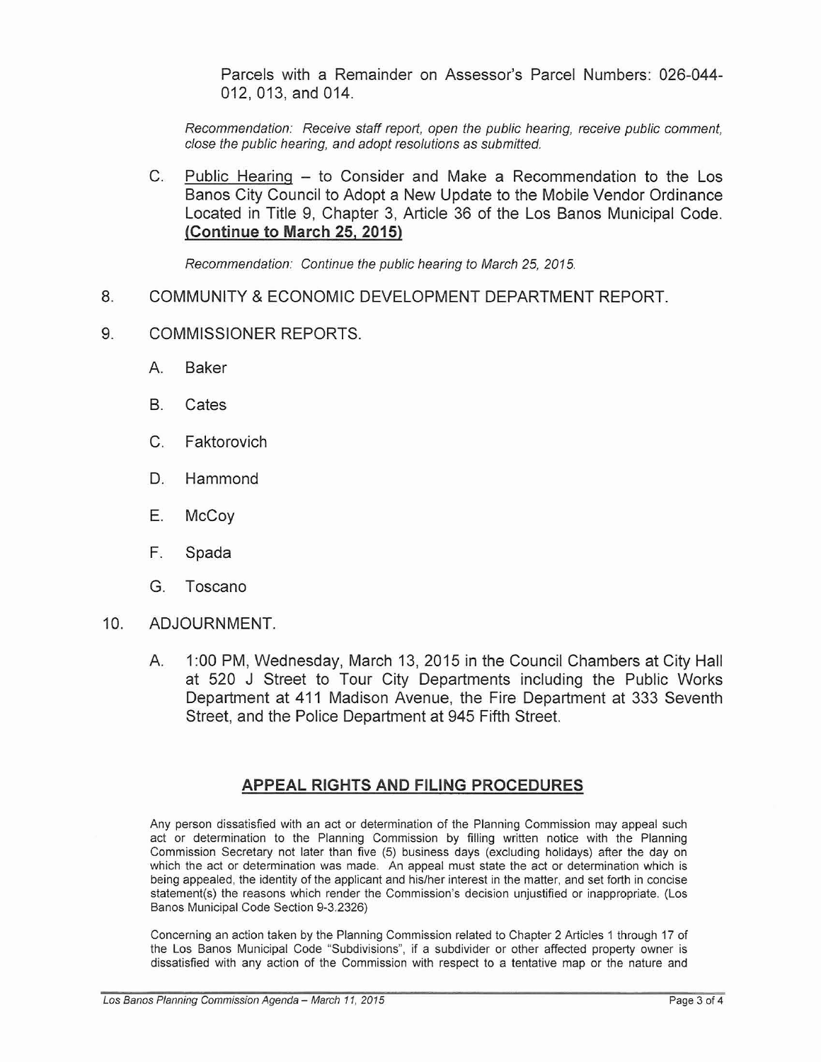Parcels with a Remainder on Assessor's Parcel Numbers: 026-044-012, 013, and 014.

*Recommendation: Receive staff report, open the public hearing, receive public comment, close the public hearing, and adopt resolutions as submitted.*

C. Public Hearing – to Consider and Make a Recommendation to the Los Banos City Council to Adopt a New Update to the Mobile Vendor Ordinance Located in Title 9, Chapter 3, Article 36 of the Los Banos Municipal Code. **(Continue to March 25, 2015)**

*Recommendation: Continue the public hearing to March 25, 2015.*

8. COMMUNITY & ECONOMIC DEVELOPMENT DEPARTMENT REPORT.

9. COMMISSIONER REPORTS.

   A. Baker

   B. Cates

   C. Faktorovich

   D. Hammond

   E. McCoy

   F. Spada

   G. Toscano

10. ADJOURNMENT.

   A. 1:00 PM, Wednesday, March 13, 2015 in the Council Chambers at City Hall at 520 J Street to Tour City Departments including the Public Works Department at 411 Madison Avenue, the Fire Department at 333 Seventh Street, and the Police Department at 945 Fifth Street.

## APPEAL RIGHTS AND FILING PROCEDURES

Any person dissatisfied with an act or determination of the Planning Commission may appeal such act or determination to the Planning Commission by filling written notice with the Planning Commission Secretary not later than five (5) business days (excluding holidays) after the day on which the act or determination was made. An appeal must state the act or determination which is being appealed, the identity of the applicant and his/her interest in the matter, and set forth in concise statement(s) the reasons which render the Commission's decision unjustified or inappropriate. (Los Banos Municipal Code Section 9-3.2326)

Concerning an action taken by the Planning Commission related to Chapter 2 Articles 1 through 17 of the Los Banos Municipal Code "Subdivisions", if a subdivider or other affected property owner is dissatisfied with any action of the Commission with respect to a tentative map or the nature and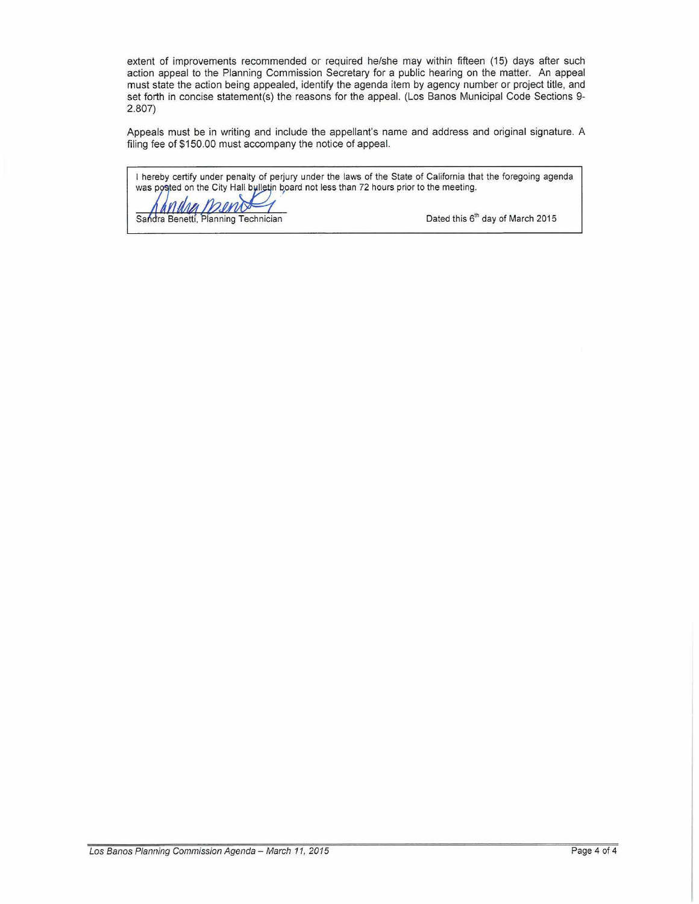extent of improvements recommended or required he/she may within fifteen (15) days after such action appeal to the Planning Commission Secretary for a public hearing on the matter. An appeal must state the action being appealed, identify the agenda item by agency number or project title, and set forth in concise statement(s) the reasons for the appeal. (Los Banos Municipal Code Sections 9-2.807)

Appeals must be in writing and include the appellant's name and address and original signature. A filing fee of $150.00 must accompany the notice of appeal.

I hereby certify under penalty of perjury under the laws of the State of California that the foregoing agenda was posted on the City Hall bulletin board not less than 72 hours prior to the meeting.

Sandra Benetti, Planning Technician

Dated this 6th day of March 2015